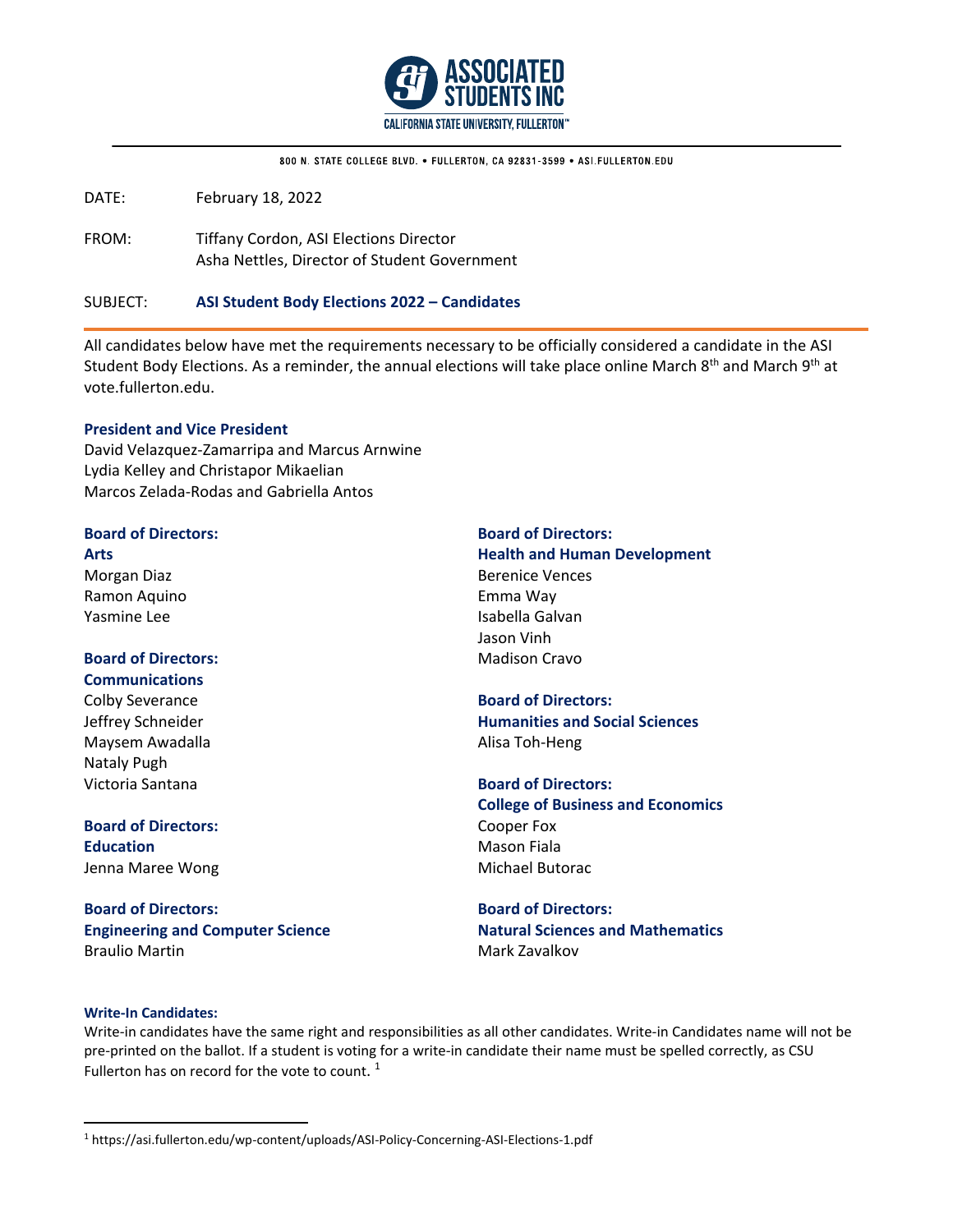ASSOCIATED STUDENTS INC
CALIFORNIA STATE UNIVERSITY, FULLERTON™

800 N. STATE COLLEGE BLVD. • FULLERTON, CA 92831-3599 • ASI.FULLERTON.EDU

DATE: February 18, 2022

FROM: Tiffany Cordon, ASI Elections Director
Asha Nettles, Director of Student Government

SUBJECT: **ASI Student Body Elections 2022 – Candidates**

All candidates below have met the requirements necessary to be officially considered a candidate in the ASI Student Body Elections. As a reminder, the annual elections will take place online March 8th and March 9th at vote.fullerton.edu.

**President and Vice President**

David Velazquez-Zamarripa and Marcus Arnwine
Lydia Kelley and Christapor Mikaelian
Marcos Zelada-Rodas and Gabriella Antos

**Board of Directors: Arts**

Morgan Diaz
Ramon Aquino
Yasmine Lee

**Board of Directors: Communications**

Colby Severance
Jeffrey Schneider
Maysem Awadalla
Nataly Pugh
Victoria Santana

**Board of Directors: Education**

Jenna Maree Wong

**Board of Directors: Engineering and Computer Science**

Braulio Martin

**Board of Directors: Health and Human Development**

Berenice Vences
Emma Way
Isabella Galvan
Jason Vinh
Madison Cravo

**Board of Directors: Humanities and Social Sciences**

Alisa Toh-Heng

**Board of Directors: College of Business and Economics**

Cooper Fox
Mason Fiala
Michael Butorac

**Board of Directors: Natural Sciences and Mathematics**

Mark Zavalkov

**Write-In Candidates:**

Write-in candidates have the same right and responsibilities as all other candidates. Write-in Candidates name will not be pre-printed on the ballot. If a student is voting for a write-in candidate their name must be spelled correctly, as CSU Fullerton has on record for the vote to count. [1]

[1] https://asi.fullerton.edu/wp-content/uploads/ASI-Policy-Concerning-ASI-Elections-1.pdf